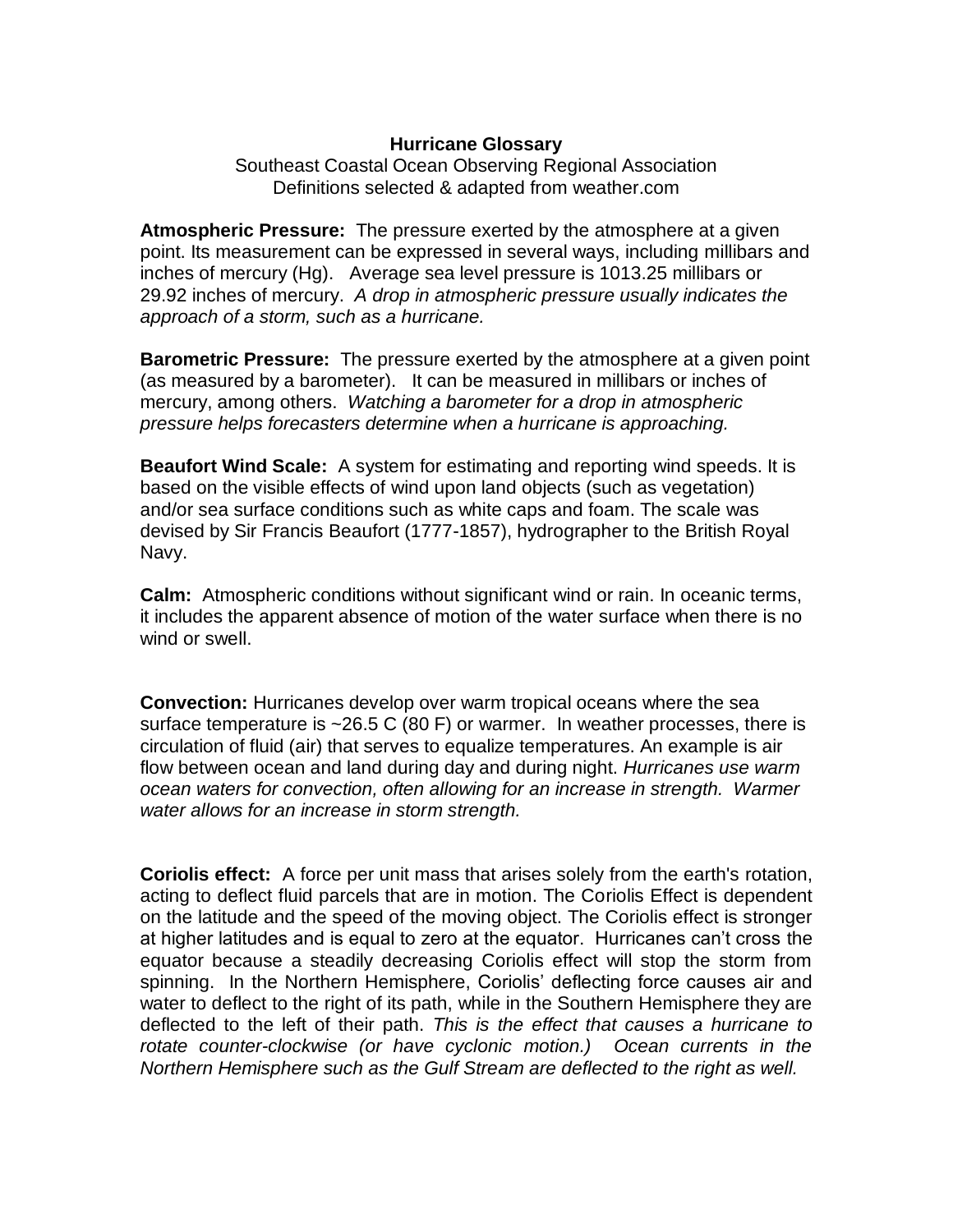# Hurricane Glossary

Southeast Coastal Ocean Observing Regional Association
Definitions selected & adapted from weather.com

**Atmospheric Pressure:** The pressure exerted by the atmosphere at a given point. Its measurement can be expressed in several ways, including millibars and inches of mercury (Hg). Average sea level pressure is 1013.25 millibars or 29.92 inches of mercury. *A drop in atmospheric pressure usually indicates the approach of a storm, such as a hurricane.*

**Barometric Pressure:** The pressure exerted by the atmosphere at a given point (as measured by a barometer). It can be measured in millibars or inches of mercury, among others. *Watching a barometer for a drop in atmospheric pressure helps forecasters determine when a hurricane is approaching.*

**Beaufort Wind Scale:** A system for estimating and reporting wind speeds. It is based on the visible effects of wind upon land objects (such as vegetation) and/or sea surface conditions such as white caps and foam. The scale was devised by Sir Francis Beaufort (1777-1857), hydrographer to the British Royal Navy.

**Calm:** Atmospheric conditions without significant wind or rain. In oceanic terms, it includes the apparent absence of motion of the water surface when there is no wind or swell.

**Convection:** Hurricanes develop over warm tropical oceans where the sea surface temperature is ~26.5 C (80 F) or warmer. In weather processes, there is circulation of fluid (air) that serves to equalize temperatures. An example is air flow between ocean and land during day and during night. *Hurricanes use warm ocean waters for convection, often allowing for an increase in strength. Warmer water allows for an increase in storm strength.*

**Coriolis effect:** A force per unit mass that arises solely from the earth's rotation, acting to deflect fluid parcels that are in motion. The Coriolis Effect is dependent on the latitude and the speed of the moving object. The Coriolis effect is stronger at higher latitudes and is equal to zero at the equator. Hurricanes can't cross the equator because a steadily decreasing Coriolis effect will stop the storm from spinning. In the Northern Hemisphere, Coriolis' deflecting force causes air and water to deflect to the right of its path, while in the Southern Hemisphere they are deflected to the left of their path. *This is the effect that causes a hurricane to rotate counter-clockwise (or have cyclonic motion.) Ocean currents in the Northern Hemisphere such as the Gulf Stream are deflected to the right as well.*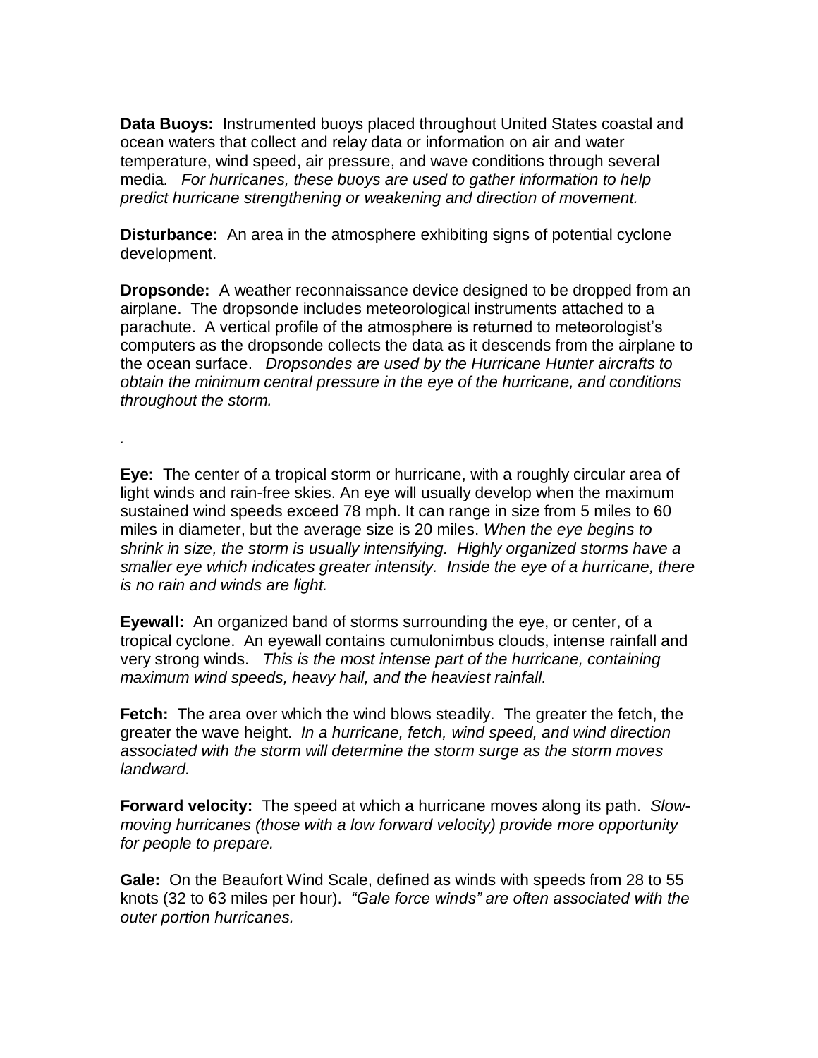**Data Buoys:** Instrumented buoys placed throughout United States coastal and ocean waters that collect and relay data or information on air and water temperature, wind speed, air pressure, and wave conditions through several media. *For hurricanes, these buoys are used to gather information to help predict hurricane strengthening or weakening and direction of movement.*

**Disturbance:** An area in the atmosphere exhibiting signs of potential cyclone development.

**Dropsonde:** A weather reconnaissance device designed to be dropped from an airplane. The dropsonde includes meteorological instruments attached to a parachute. A vertical profile of the atmosphere is returned to meteorologist's computers as the dropsonde collects the data as it descends from the airplane to the ocean surface. *Dropsondes are used by the Hurricane Hunter aircrafts to obtain the minimum central pressure in the eye of the hurricane, and conditions throughout the storm.*

.

**Eye:** The center of a tropical storm or hurricane, with a roughly circular area of light winds and rain-free skies. An eye will usually develop when the maximum sustained wind speeds exceed 78 mph. It can range in size from 5 miles to 60 miles in diameter, but the average size is 20 miles. *When the eye begins to shrink in size, the storm is usually intensifying. Highly organized storms have a smaller eye which indicates greater intensity. Inside the eye of a hurricane, there is no rain and winds are light.*

**Eyewall:** An organized band of storms surrounding the eye, or center, of a tropical cyclone. An eyewall contains cumulonimbus clouds, intense rainfall and very strong winds. *This is the most intense part of the hurricane, containing maximum wind speeds, heavy hail, and the heaviest rainfall.*

**Fetch:** The area over which the wind blows steadily. The greater the fetch, the greater the wave height. *In a hurricane, fetch, wind speed, and wind direction associated with the storm will determine the storm surge as the storm moves landward.*

**Forward velocity:** The speed at which a hurricane moves along its path. *Slow-moving hurricanes (those with a low forward velocity) provide more opportunity for people to prepare.*

**Gale:** On the Beaufort Wind Scale, defined as winds with speeds from 28 to 55 knots (32 to 63 miles per hour). *"Gale force winds" are often associated with the outer portion hurricanes.*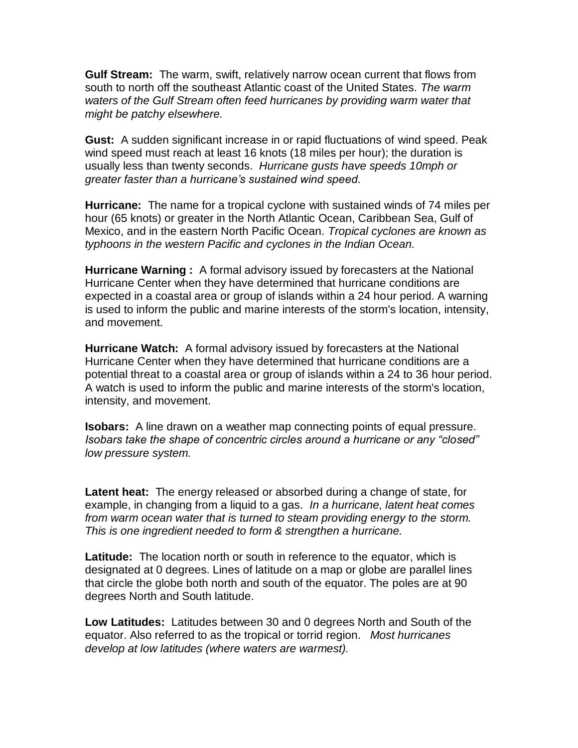**Gulf Stream:** The warm, swift, relatively narrow ocean current that flows from south to north off the southeast Atlantic coast of the United States. *The warm waters of the Gulf Stream often feed hurricanes by providing warm water that might be patchy elsewhere.*

**Gust:** A sudden significant increase in or rapid fluctuations of wind speed. Peak wind speed must reach at least 16 knots (18 miles per hour); the duration is usually less than twenty seconds. *Hurricane gusts have speeds 10mph or greater faster than a hurricane's sustained wind speed.*

**Hurricane:** The name for a tropical cyclone with sustained winds of 74 miles per hour (65 knots) or greater in the North Atlantic Ocean, Caribbean Sea, Gulf of Mexico, and in the eastern North Pacific Ocean. *Tropical cyclones are known as typhoons in the western Pacific and cyclones in the Indian Ocean.*

**Hurricane Warning :** A formal advisory issued by forecasters at the National Hurricane Center when they have determined that hurricane conditions are expected in a coastal area or group of islands within a 24 hour period. A warning is used to inform the public and marine interests of the storm's location, intensity, and movement.

**Hurricane Watch:** A formal advisory issued by forecasters at the National Hurricane Center when they have determined that hurricane conditions are a potential threat to a coastal area or group of islands within a 24 to 36 hour period. A watch is used to inform the public and marine interests of the storm's location, intensity, and movement.

**Isobars:** A line drawn on a weather map connecting points of equal pressure. *Isobars take the shape of concentric circles around a hurricane or any "closed" low pressure system.*

**Latent heat:** The energy released or absorbed during a change of state, for example, in changing from a liquid to a gas. *In a hurricane, latent heat comes from warm ocean water that is turned to steam providing energy to the storm. This is one ingredient needed to form & strengthen a hurricane.*

**Latitude:** The location north or south in reference to the equator, which is designated at 0 degrees. Lines of latitude on a map or globe are parallel lines that circle the globe both north and south of the equator. The poles are at 90 degrees North and South latitude.

**Low Latitudes:** Latitudes between 30 and 0 degrees North and South of the equator. Also referred to as the tropical or torrid region. *Most hurricanes develop at low latitudes (where waters are warmest).*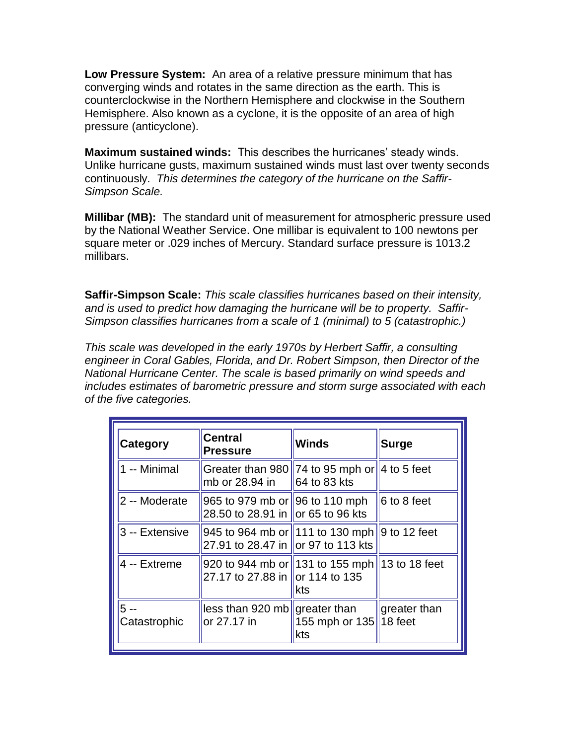**Low Pressure System:** An area of a relative pressure minimum that has converging winds and rotates in the same direction as the earth. This is counterclockwise in the Northern Hemisphere and clockwise in the Southern Hemisphere. Also known as a cyclone, it is the opposite of an area of high pressure (anticyclone).

**Maximum sustained winds:** This describes the hurricanes' steady winds. Unlike hurricane gusts, maximum sustained winds must last over twenty seconds continuously. *This determines the category of the hurricane on the Saffir-Simpson Scale.*

**Millibar (MB):** The standard unit of measurement for atmospheric pressure used by the National Weather Service. One millibar is equivalent to 100 newtons per square meter or .029 inches of Mercury. Standard surface pressure is 1013.2 millibars.

**Saffir-Simpson Scale:** *This scale classifies hurricanes based on their intensity, and is used to predict how damaging the hurricane will be to property. Saffir-Simpson classifies hurricanes from a scale of 1 (minimal) to 5 (catastrophic.)*

*This scale was developed in the early 1970s by Herbert Saffir, a consulting engineer in Coral Gables, Florida, and Dr. Robert Simpson, then Director of the National Hurricane Center. The scale is based primarily on wind speeds and includes estimates of barometric pressure and storm surge associated with each of the five categories.*

| Category | Central Pressure | Winds | Surge |
|---|---|---|---|
| 1 -- Minimal | Greater than 980 mb or 28.94 in | 74 to 95 mph or 64 to 83 kts | 4 to 5 feet |
| 2 -- Moderate | 965 to 979 mb or 28.50 to 28.91 in | 96 to 110 mph or 65 to 96 kts | 6 to 8 feet |
| 3 -- Extensive | 945 to 964 mb or 27.91 to 28.47 in | 111 to 130 mph or 97 to 113 kts | 9 to 12 feet |
| 4 -- Extreme | 920 to 944 mb or 27.17 to 27.88 in | 131 to 155 mph or 114 to 135 kts | 13 to 18 feet |
| 5 -- Catastrophic | less than 920 mb or 27.17 in | greater than 155 mph or 135 kts | greater than 18 feet |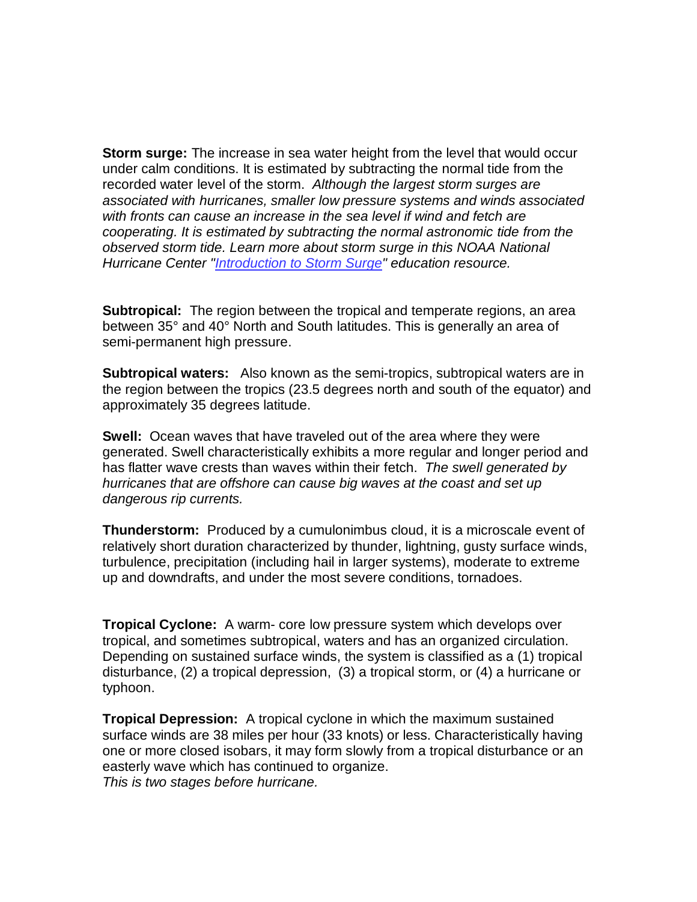**Storm surge:** The increase in sea water height from the level that would occur under calm conditions. It is estimated by subtracting the normal tide from the recorded water level of the storm. *Although the largest storm surges are associated with hurricanes, smaller low pressure systems and winds associated with fronts can cause an increase in the sea level if wind and fetch are cooperating. It is estimated by subtracting the normal astronomic tide from the observed storm tide. Learn more about storm surge in this NOAA National Hurricane Center "[Introduction to Storm Surge]" education resource.*

**Subtropical:** The region between the tropical and temperate regions, an area between 35° and 40° North and South latitudes. This is generally an area of semi-permanent high pressure.

**Subtropical waters:** Also known as the semi-tropics, subtropical waters are in the region between the tropics (23.5 degrees north and south of the equator) and approximately 35 degrees latitude.

**Swell:** Ocean waves that have traveled out of the area where they were generated. Swell characteristically exhibits a more regular and longer period and has flatter wave crests than waves within their fetch. *The swell generated by hurricanes that are offshore can cause big waves at the coast and set up dangerous rip currents.*

**Thunderstorm:** Produced by a cumulonimbus cloud, it is a microscale event of relatively short duration characterized by thunder, lightning, gusty surface winds, turbulence, precipitation (including hail in larger systems), moderate to extreme up and downdrafts, and under the most severe conditions, tornadoes.

**Tropical Cyclone:** A warm- core low pressure system which develops over tropical, and sometimes subtropical, waters and has an organized circulation. Depending on sustained surface winds, the system is classified as a (1) tropical disturbance, (2) a tropical depression, (3) a tropical storm, or (4) a hurricane or typhoon.

**Tropical Depression:** A tropical cyclone in which the maximum sustained surface winds are 38 miles per hour (33 knots) or less. Characteristically having one or more closed isobars, it may form slowly from a tropical disturbance or an easterly wave which has continued to organize.
*This is two stages before hurricane.*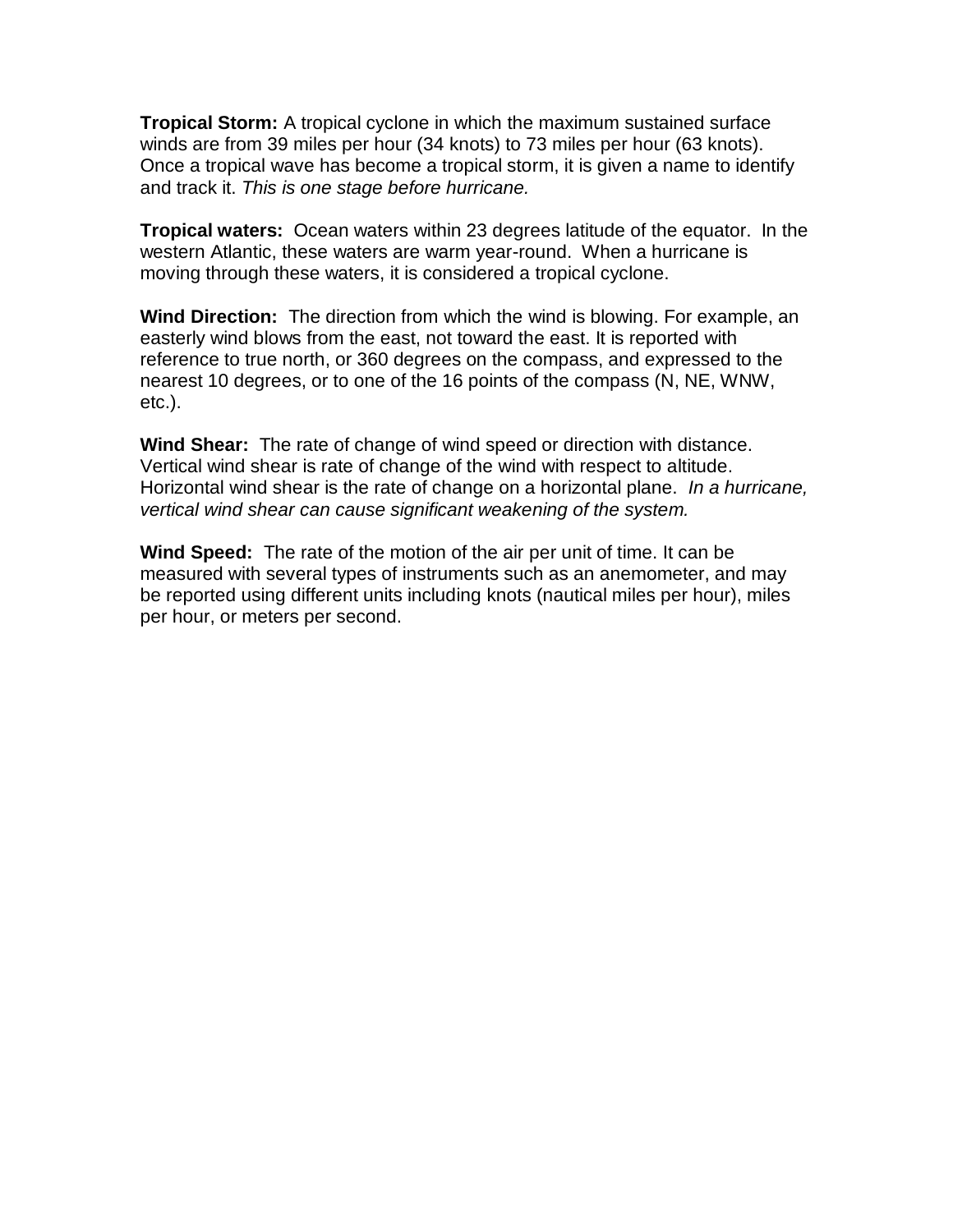**Tropical Storm:** A tropical cyclone in which the maximum sustained surface winds are from 39 miles per hour (34 knots) to 73 miles per hour (63 knots). Once a tropical wave has become a tropical storm, it is given a name to identify and track it. *This is one stage before hurricane.*

**Tropical waters:** Ocean waters within 23 degrees latitude of the equator. In the western Atlantic, these waters are warm year-round. When a hurricane is moving through these waters, it is considered a tropical cyclone.

**Wind Direction:** The direction from which the wind is blowing. For example, an easterly wind blows from the east, not toward the east. It is reported with reference to true north, or 360 degrees on the compass, and expressed to the nearest 10 degrees, or to one of the 16 points of the compass (N, NE, WNW, etc.).

**Wind Shear:** The rate of change of wind speed or direction with distance. Vertical wind shear is rate of change of the wind with respect to altitude. Horizontal wind shear is the rate of change on a horizontal plane. *In a hurricane, vertical wind shear can cause significant weakening of the system.*

**Wind Speed:** The rate of the motion of the air per unit of time. It can be measured with several types of instruments such as an anemometer, and may be reported using different units including knots (nautical miles per hour), miles per hour, or meters per second.